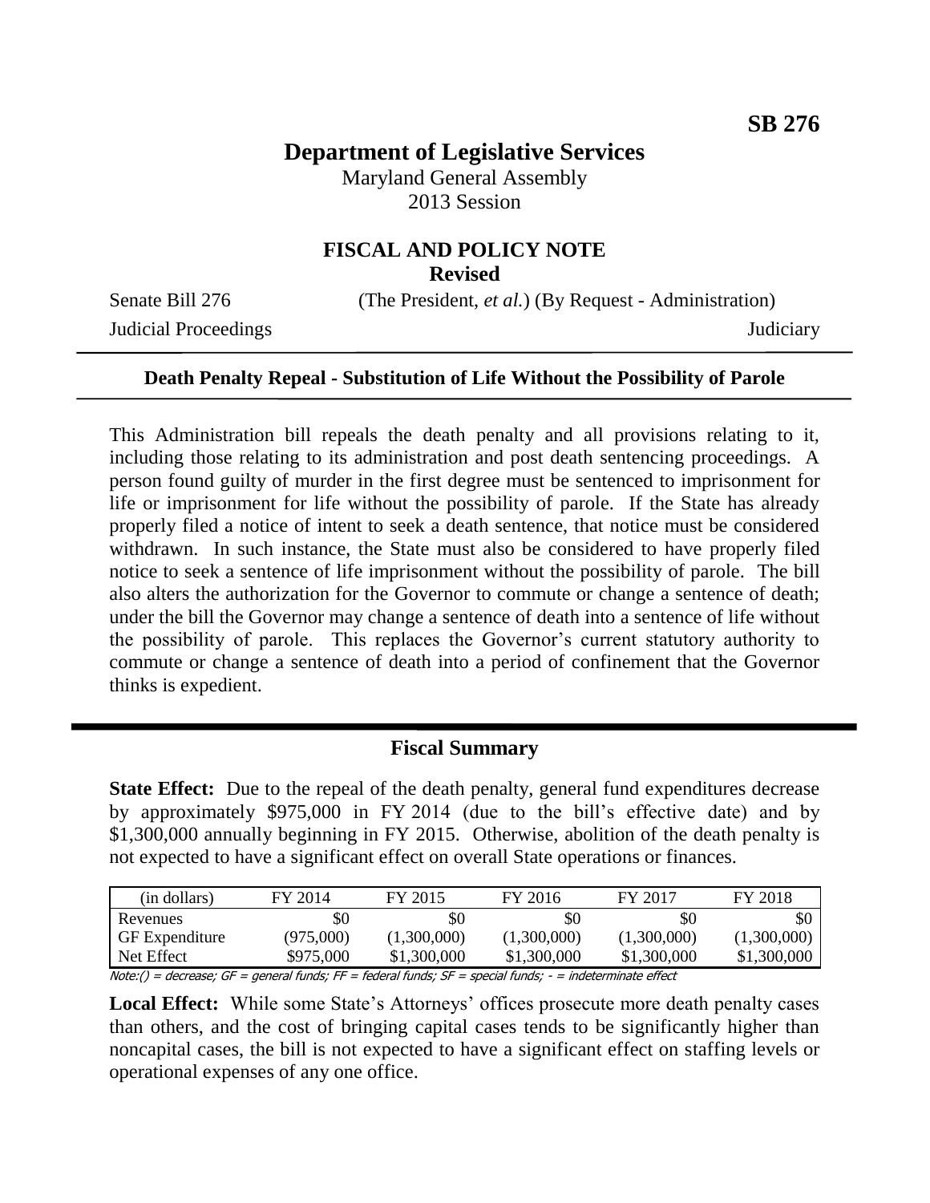**SB 276**

# Department of Legislative Services

Maryland General Assembly
2013 Session

## FISCAL AND POLICY NOTE
**Revised**

Senate Bill 276 (The President, *et al.*) (By Request - Administration)
Judicial Proceedings Judiciary

**Death Penalty Repeal - Substitution of Life Without the Possibility of Parole**

This Administration bill repeals the death penalty and all provisions relating to it, including those relating to its administration and post death sentencing proceedings. A person found guilty of murder in the first degree must be sentenced to imprisonment for life or imprisonment for life without the possibility of parole. If the State has already properly filed a notice of intent to seek a death sentence, that notice must be considered withdrawn. In such instance, the State must also be considered to have properly filed notice to seek a sentence of life imprisonment without the possibility of parole. The bill also alters the authorization for the Governor to commute or change a sentence of death; under the bill the Governor may change a sentence of death into a sentence of life without the possibility of parole. This replaces the Governor's current statutory authority to commute or change a sentence of death into a period of confinement that the Governor thinks is expedient.

## Fiscal Summary

**State Effect:** Due to the repeal of the death penalty, general fund expenditures decrease by approximately $975,000 in FY 2014 (due to the bill's effective date) and by $1,300,000 annually beginning in FY 2015. Otherwise, abolition of the death penalty is not expected to have a significant effect on overall State operations or finances.

| (in dollars) | FY 2014 | FY 2015 | FY 2016 | FY 2017 | FY 2018 |
|---|---|---|---|---|---|
| Revenues | $0 | $0 | $0 | $0 | $0 |
| GF Expenditure | (975,000) | (1,300,000) | (1,300,000) | (1,300,000) | (1,300,000) |
| Net Effect | $975,000 | $1,300,000 | $1,300,000 | $1,300,000 | $1,300,000 |

*Note:() = decrease; GF = general funds; FF = federal funds; SF = special funds; - = indeterminate effect*

**Local Effect:** While some State's Attorneys' offices prosecute more death penalty cases than others, and the cost of bringing capital cases tends to be significantly higher than noncapital cases, the bill is not expected to have a significant effect on staffing levels or operational expenses of any one office.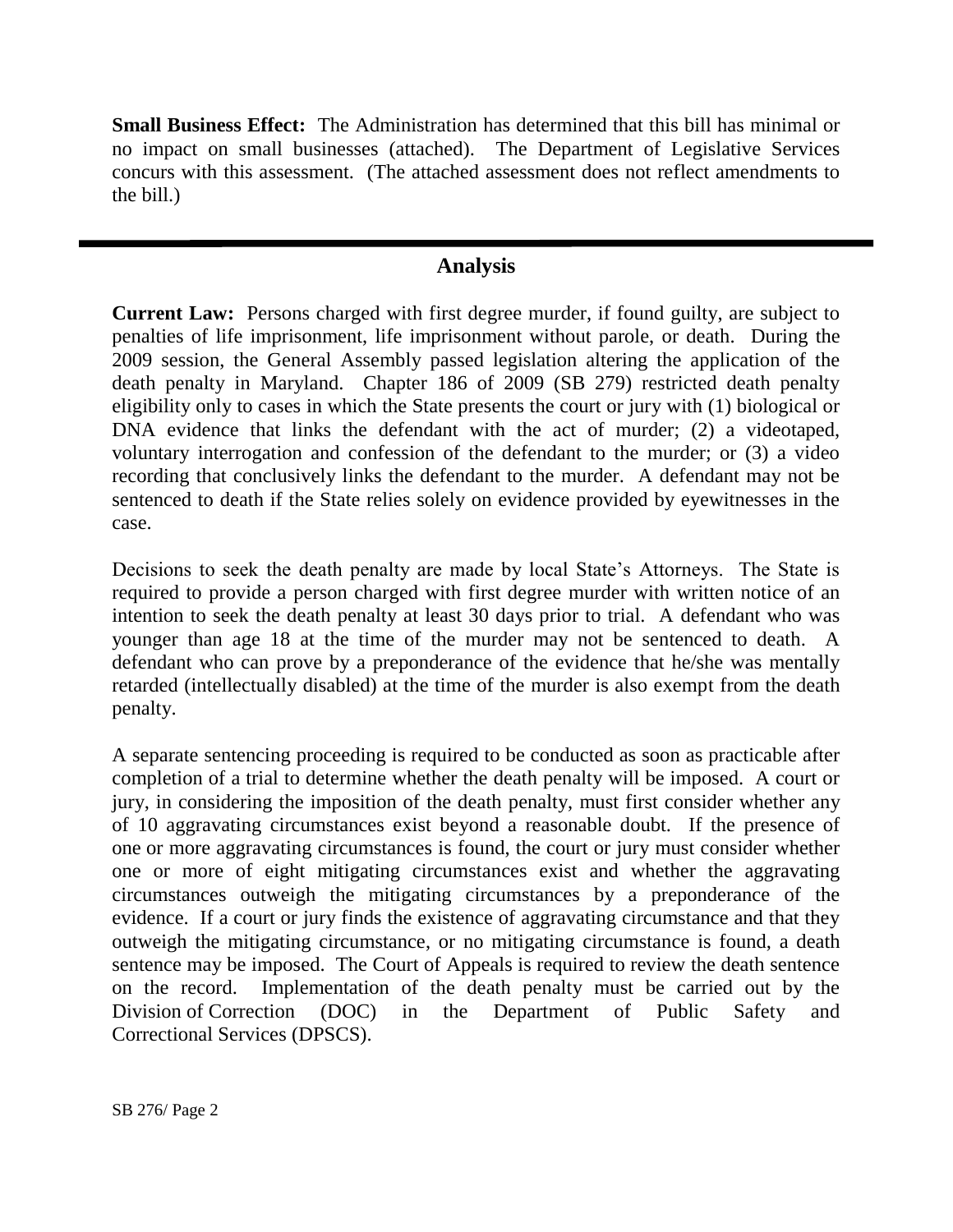**Small Business Effect:** The Administration has determined that this bill has minimal or no impact on small businesses (attached). The Department of Legislative Services concurs with this assessment. (The attached assessment does not reflect amendments to the bill.)

---

## Analysis

**Current Law:** Persons charged with first degree murder, if found guilty, are subject to penalties of life imprisonment, life imprisonment without parole, or death. During the 2009 session, the General Assembly passed legislation altering the application of the death penalty in Maryland. Chapter 186 of 2009 (SB 279) restricted death penalty eligibility only to cases in which the State presents the court or jury with (1) biological or DNA evidence that links the defendant with the act of murder; (2) a videotaped, voluntary interrogation and confession of the defendant to the murder; or (3) a video recording that conclusively links the defendant to the murder. A defendant may not be sentenced to death if the State relies solely on evidence provided by eyewitnesses in the case.

Decisions to seek the death penalty are made by local State's Attorneys. The State is required to provide a person charged with first degree murder with written notice of an intention to seek the death penalty at least 30 days prior to trial. A defendant who was younger than age 18 at the time of the murder may not be sentenced to death. A defendant who can prove by a preponderance of the evidence that he/she was mentally retarded (intellectually disabled) at the time of the murder is also exempt from the death penalty.

A separate sentencing proceeding is required to be conducted as soon as practicable after completion of a trial to determine whether the death penalty will be imposed. A court or jury, in considering the imposition of the death penalty, must first consider whether any of 10 aggravating circumstances exist beyond a reasonable doubt. If the presence of one or more aggravating circumstances is found, the court or jury must consider whether one or more of eight mitigating circumstances exist and whether the aggravating circumstances outweigh the mitigating circumstances by a preponderance of the evidence. If a court or jury finds the existence of aggravating circumstance and that they outweigh the mitigating circumstance, or no mitigating circumstance is found, a death sentence may be imposed. The Court of Appeals is required to review the death sentence on the record. Implementation of the death penalty must be carried out by the Division of Correction (DOC) in the Department of Public Safety and Correctional Services (DPSCS).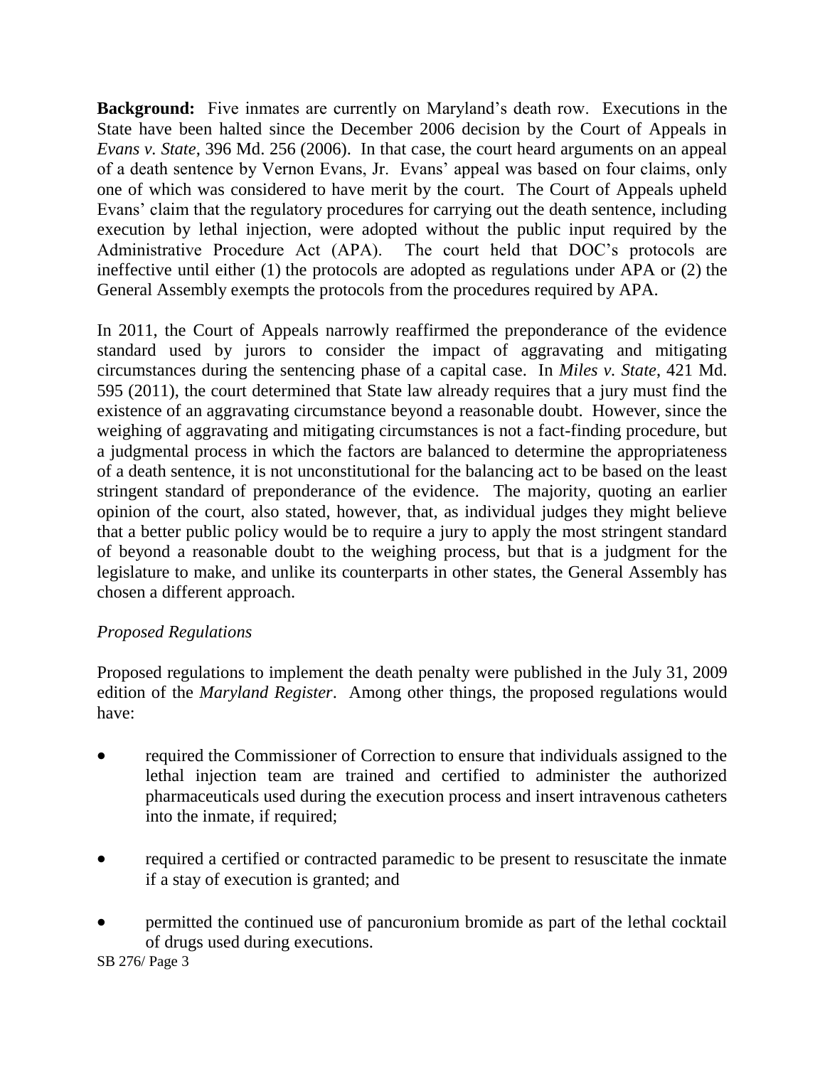**Background:** Five inmates are currently on Maryland's death row. Executions in the State have been halted since the December 2006 decision by the Court of Appeals in *Evans v. State*, 396 Md. 256 (2006). In that case, the court heard arguments on an appeal of a death sentence by Vernon Evans, Jr. Evans' appeal was based on four claims, only one of which was considered to have merit by the court. The Court of Appeals upheld Evans' claim that the regulatory procedures for carrying out the death sentence, including execution by lethal injection, were adopted without the public input required by the Administrative Procedure Act (APA). The court held that DOC's protocols are ineffective until either (1) the protocols are adopted as regulations under APA or (2) the General Assembly exempts the protocols from the procedures required by APA.

In 2011, the Court of Appeals narrowly reaffirmed the preponderance of the evidence standard used by jurors to consider the impact of aggravating and mitigating circumstances during the sentencing phase of a capital case. In *Miles v. State*, 421 Md. 595 (2011), the court determined that State law already requires that a jury must find the existence of an aggravating circumstance beyond a reasonable doubt. However, since the weighing of aggravating and mitigating circumstances is not a fact-finding procedure, but a judgmental process in which the factors are balanced to determine the appropriateness of a death sentence, it is not unconstitutional for the balancing act to be based on the least stringent standard of preponderance of the evidence. The majority, quoting an earlier opinion of the court, also stated, however, that, as individual judges they might believe that a better public policy would be to require a jury to apply the most stringent standard of beyond a reasonable doubt to the weighing process, but that is a judgment for the legislature to make, and unlike its counterparts in other states, the General Assembly has chosen a different approach.

*Proposed Regulations*

Proposed regulations to implement the death penalty were published in the July 31, 2009 edition of the *Maryland Register*. Among other things, the proposed regulations would have:

- required the Commissioner of Correction to ensure that individuals assigned to the lethal injection team are trained and certified to administer the authorized pharmaceuticals used during the execution process and insert intravenous catheters into the inmate, if required;
- required a certified or contracted paramedic to be present to resuscitate the inmate if a stay of execution is granted; and
- permitted the continued use of pancuronium bromide as part of the lethal cocktail of drugs used during executions.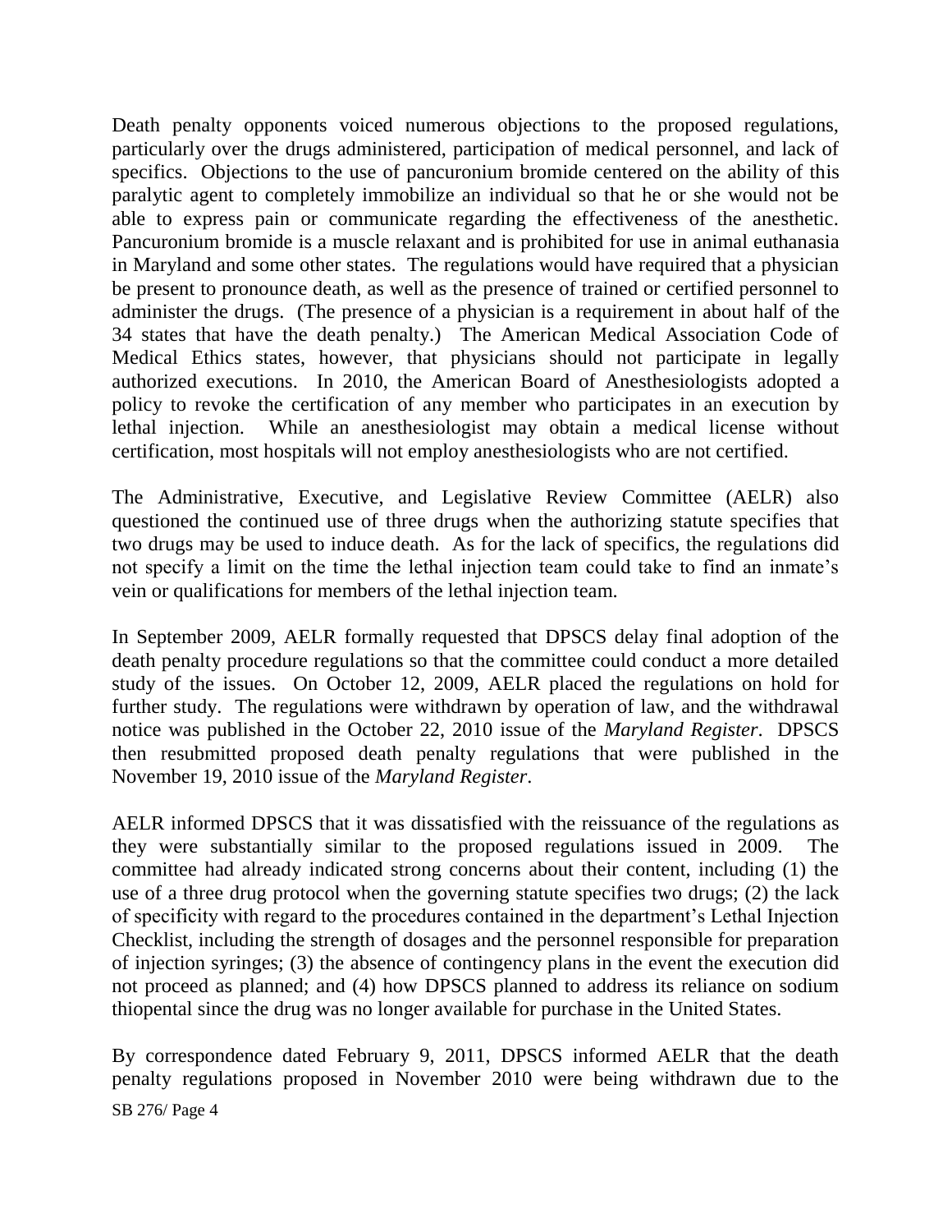Death penalty opponents voiced numerous objections to the proposed regulations, particularly over the drugs administered, participation of medical personnel, and lack of specifics. Objections to the use of pancuronium bromide centered on the ability of this paralytic agent to completely immobilize an individual so that he or she would not be able to express pain or communicate regarding the effectiveness of the anesthetic. Pancuronium bromide is a muscle relaxant and is prohibited for use in animal euthanasia in Maryland and some other states. The regulations would have required that a physician be present to pronounce death, as well as the presence of trained or certified personnel to administer the drugs. (The presence of a physician is a requirement in about half of the 34 states that have the death penalty.) The American Medical Association Code of Medical Ethics states, however, that physicians should not participate in legally authorized executions. In 2010, the American Board of Anesthesiologists adopted a policy to revoke the certification of any member who participates in an execution by lethal injection. While an anesthesiologist may obtain a medical license without certification, most hospitals will not employ anesthesiologists who are not certified.

The Administrative, Executive, and Legislative Review Committee (AELR) also questioned the continued use of three drugs when the authorizing statute specifies that two drugs may be used to induce death. As for the lack of specifics, the regulations did not specify a limit on the time the lethal injection team could take to find an inmate's vein or qualifications for members of the lethal injection team.

In September 2009, AELR formally requested that DPSCS delay final adoption of the death penalty procedure regulations so that the committee could conduct a more detailed study of the issues. On October 12, 2009, AELR placed the regulations on hold for further study. The regulations were withdrawn by operation of law, and the withdrawal notice was published in the October 22, 2010 issue of the *Maryland Register*. DPSCS then resubmitted proposed death penalty regulations that were published in the November 19, 2010 issue of the *Maryland Register*.

AELR informed DPSCS that it was dissatisfied with the reissuance of the regulations as they were substantially similar to the proposed regulations issued in 2009. The committee had already indicated strong concerns about their content, including (1) the use of a three drug protocol when the governing statute specifies two drugs; (2) the lack of specificity with regard to the procedures contained in the department's Lethal Injection Checklist, including the strength of dosages and the personnel responsible for preparation of injection syringes; (3) the absence of contingency plans in the event the execution did not proceed as planned; and (4) how DPSCS planned to address its reliance on sodium thiopental since the drug was no longer available for purchase in the United States.

By correspondence dated February 9, 2011, DPSCS informed AELR that the death penalty regulations proposed in November 2010 were being withdrawn due to the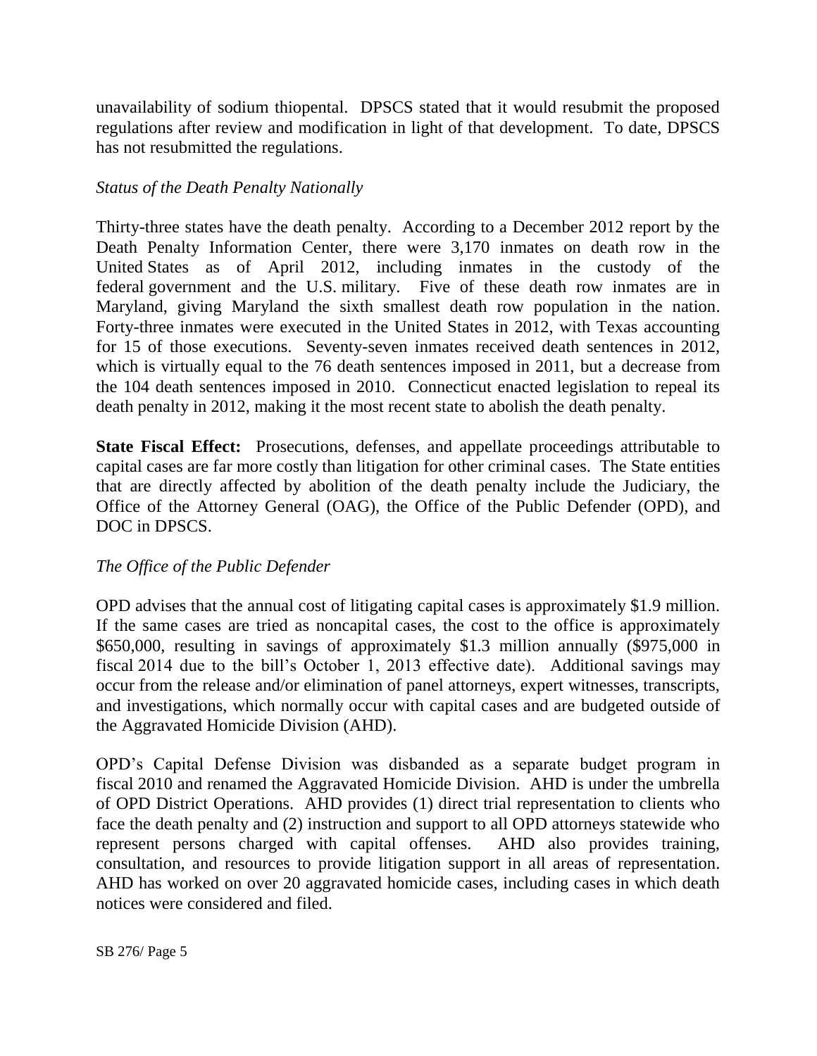unavailability of sodium thiopental. DPSCS stated that it would resubmit the proposed regulations after review and modification in light of that development. To date, DPSCS has not resubmitted the regulations.

*Status of the Death Penalty Nationally*

Thirty-three states have the death penalty. According to a December 2012 report by the Death Penalty Information Center, there were 3,170 inmates on death row in the United States as of April 2012, including inmates in the custody of the federal government and the U.S. military. Five of these death row inmates are in Maryland, giving Maryland the sixth smallest death row population in the nation. Forty-three inmates were executed in the United States in 2012, with Texas accounting for 15 of those executions. Seventy-seven inmates received death sentences in 2012, which is virtually equal to the 76 death sentences imposed in 2011, but a decrease from the 104 death sentences imposed in 2010. Connecticut enacted legislation to repeal its death penalty in 2012, making it the most recent state to abolish the death penalty.

**State Fiscal Effect:** Prosecutions, defenses, and appellate proceedings attributable to capital cases are far more costly than litigation for other criminal cases. The State entities that are directly affected by abolition of the death penalty include the Judiciary, the Office of the Attorney General (OAG), the Office of the Public Defender (OPD), and DOC in DPSCS.

*The Office of the Public Defender*

OPD advises that the annual cost of litigating capital cases is approximately $1.9 million. If the same cases are tried as noncapital cases, the cost to the office is approximately $650,000, resulting in savings of approximately $1.3 million annually ($975,000 in fiscal 2014 due to the bill's October 1, 2013 effective date). Additional savings may occur from the release and/or elimination of panel attorneys, expert witnesses, transcripts, and investigations, which normally occur with capital cases and are budgeted outside of the Aggravated Homicide Division (AHD).

OPD's Capital Defense Division was disbanded as a separate budget program in fiscal 2010 and renamed the Aggravated Homicide Division. AHD is under the umbrella of OPD District Operations. AHD provides (1) direct trial representation to clients who face the death penalty and (2) instruction and support to all OPD attorneys statewide who represent persons charged with capital offenses. AHD also provides training, consultation, and resources to provide litigation support in all areas of representation. AHD has worked on over 20 aggravated homicide cases, including cases in which death notices were considered and filed.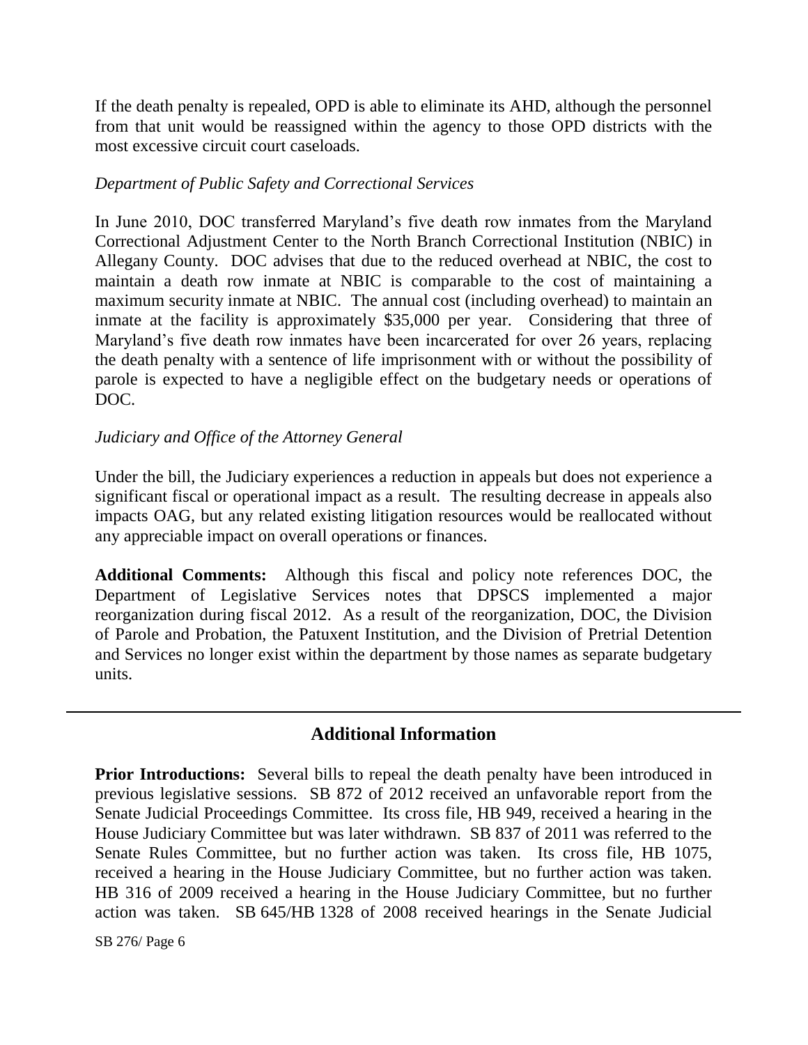If the death penalty is repealed, OPD is able to eliminate its AHD, although the personnel from that unit would be reassigned within the agency to those OPD districts with the most excessive circuit court caseloads.

*Department of Public Safety and Correctional Services*

In June 2010, DOC transferred Maryland's five death row inmates from the Maryland Correctional Adjustment Center to the North Branch Correctional Institution (NBIC) in Allegany County. DOC advises that due to the reduced overhead at NBIC, the cost to maintain a death row inmate at NBIC is comparable to the cost of maintaining a maximum security inmate at NBIC. The annual cost (including overhead) to maintain an inmate at the facility is approximately $35,000 per year. Considering that three of Maryland's five death row inmates have been incarcerated for over 26 years, replacing the death penalty with a sentence of life imprisonment with or without the possibility of parole is expected to have a negligible effect on the budgetary needs or operations of DOC.

*Judiciary and Office of the Attorney General*

Under the bill, the Judiciary experiences a reduction in appeals but does not experience a significant fiscal or operational impact as a result. The resulting decrease in appeals also impacts OAG, but any related existing litigation resources would be reallocated without any appreciable impact on overall operations or finances.

**Additional Comments:** Although this fiscal and policy note references DOC, the Department of Legislative Services notes that DPSCS implemented a major reorganization during fiscal 2012. As a result of the reorganization, DOC, the Division of Parole and Probation, the Patuxent Institution, and the Division of Pretrial Detention and Services no longer exist within the department by those names as separate budgetary units.

---

## Additional Information

**Prior Introductions:** Several bills to repeal the death penalty have been introduced in previous legislative sessions. SB 872 of 2012 received an unfavorable report from the Senate Judicial Proceedings Committee. Its cross file, HB 949, received a hearing in the House Judiciary Committee but was later withdrawn. SB 837 of 2011 was referred to the Senate Rules Committee, but no further action was taken. Its cross file, HB 1075, received a hearing in the House Judiciary Committee, but no further action was taken. HB 316 of 2009 received a hearing in the House Judiciary Committee, but no further action was taken. SB 645/HB 1328 of 2008 received hearings in the Senate Judicial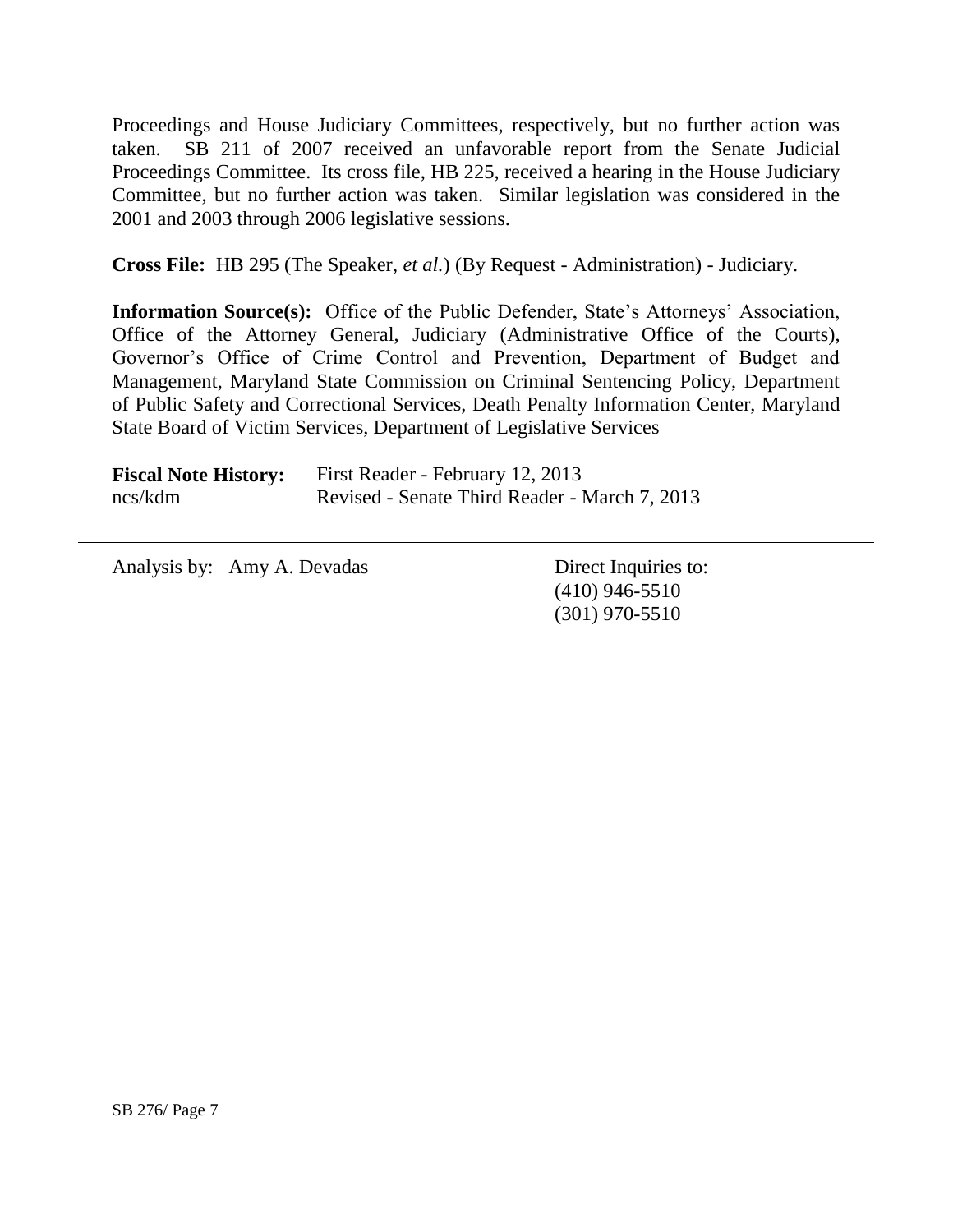Proceedings and House Judiciary Committees, respectively, but no further action was taken. SB 211 of 2007 received an unfavorable report from the Senate Judicial Proceedings Committee. Its cross file, HB 225, received a hearing in the House Judiciary Committee, but no further action was taken. Similar legislation was considered in the 2001 and 2003 through 2006 legislative sessions.

**Cross File:** HB 295 (The Speaker, *et al.*) (By Request - Administration) - Judiciary.

**Information Source(s):** Office of the Public Defender, State's Attorneys' Association, Office of the Attorney General, Judiciary (Administrative Office of the Courts), Governor's Office of Crime Control and Prevention, Department of Budget and Management, Maryland State Commission on Criminal Sentencing Policy, Department of Public Safety and Correctional Services, Death Penalty Information Center, Maryland State Board of Victim Services, Department of Legislative Services

| **Fiscal Note History:** | First Reader - February 12, 2013 |
|---|---|
| ncs/kdm | Revised - Senate Third Reader - March 7, 2013 |

---

| Analysis by: Amy A. Devadas | Direct Inquiries to: |
|---|---|
| | (410) 946-5510 |
| | (301) 970-5510 |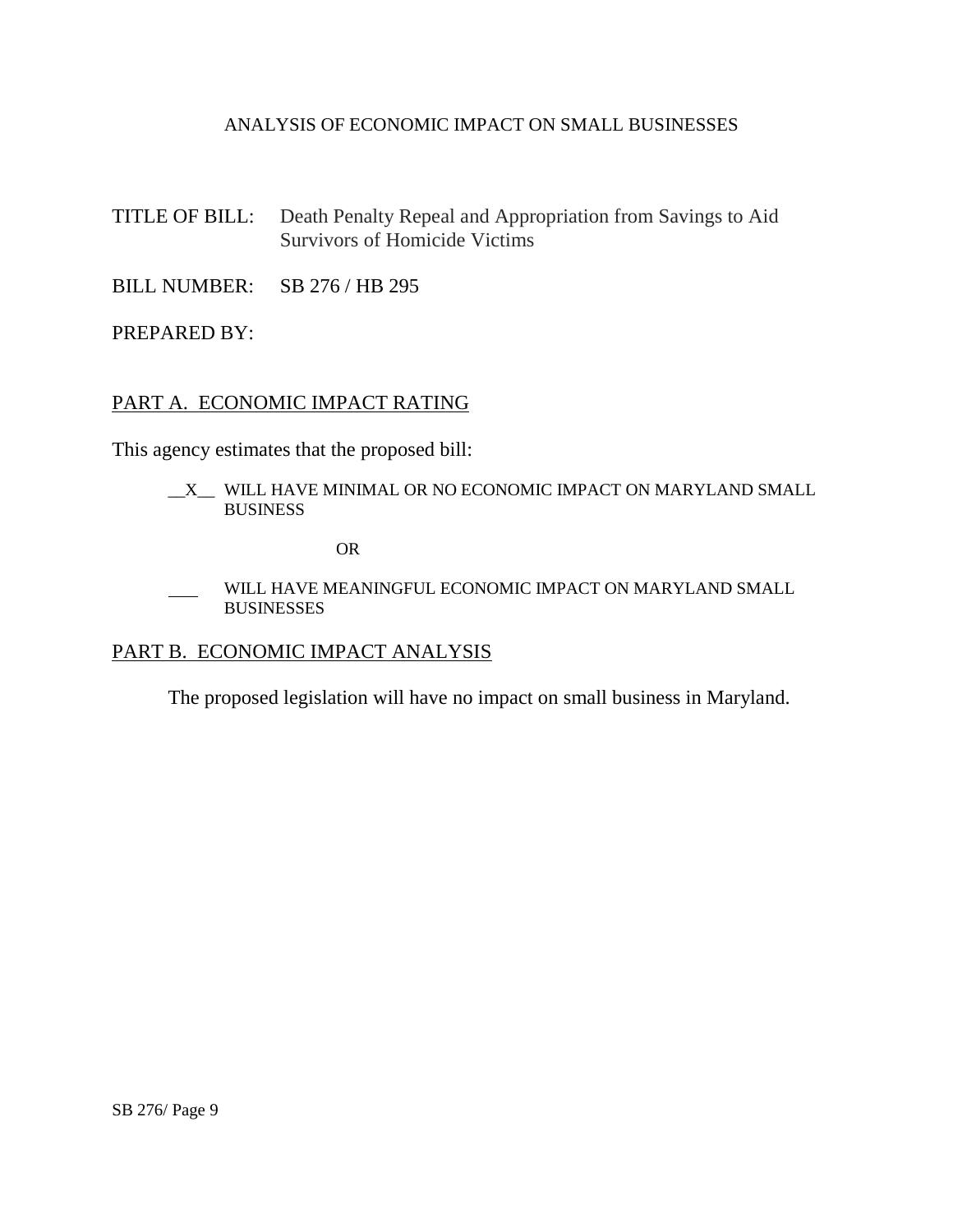ANALYSIS OF ECONOMIC IMPACT ON SMALL BUSINESSES

TITLE OF BILL: Death Penalty Repeal and Appropriation from Savings to Aid Survivors of Homicide Victims

BILL NUMBER: SB 276 / HB 295

PREPARED BY:

## PART A. ECONOMIC IMPACT RATING

This agency estimates that the proposed bill:

__X__ WILL HAVE MINIMAL OR NO ECONOMIC IMPACT ON MARYLAND SMALL BUSINESS

OR

___ WILL HAVE MEANINGFUL ECONOMIC IMPACT ON MARYLAND SMALL BUSINESSES

## PART B. ECONOMIC IMPACT ANALYSIS

The proposed legislation will have no impact on small business in Maryland.